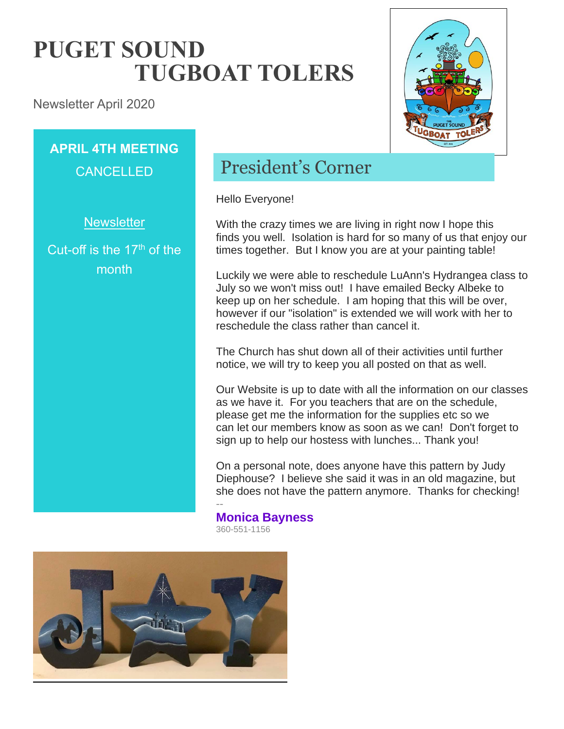# PUGET SOUND TUGBOAT TOLERS

Newsletter April 2020

**APRIL 4TH MEETING**

CANCELLED

Newsletter

Cut-off is the 17th of the month

## President's Corner

Hello Everyone!

With the crazy times we are living in right now I hope this finds you well. Isolation is hard for so many of us that enjoy our times together. But I know you are at your painting table!

Luckily we were able to reschedule LuAnn's Hydrangea class to July so we won't miss out! I have emailed Becky Albeke to keep up on her schedule. I am hoping that this will be over, however if our "isolation" is extended we will work with her to reschedule the class rather than cancel it.

The Church has shut down all of their activities until further notice, we will try to keep you all posted on that as well.

Our Website is up to date with all the information on our classes as we have it. For you teachers that are on the schedule, please get me the information for the supplies etc so we can let our members know as soon as we can! Don't forget to sign up to help our hostess with lunches... Thank you!

On a personal note, does anyone have this pattern by Judy Diephouse? I believe she said it was in an old magazine, but she does not have the pattern anymore. Thanks for checking!

--

**Monica Bayness**

360-551-1156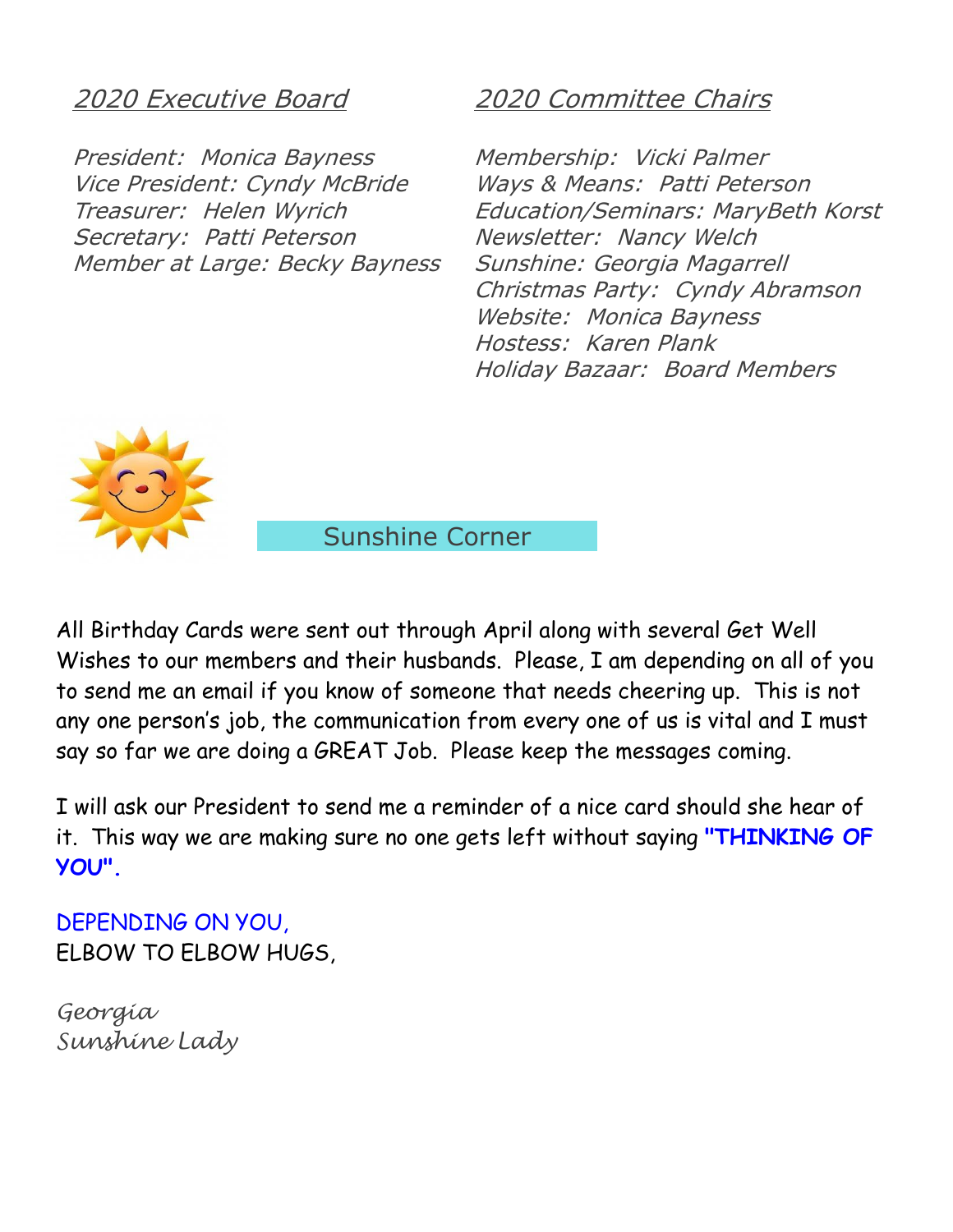## *2020 Executive Board*

*President: Monica Bayness*
*Vice President: Cyndy McBride*
*Treasurer: Helen Wyrich*
*Secretary: Patti Peterson*
*Member at Large: Becky Bayness*

## *2020 Committee Chairs*

*Membership: Vicki Palmer*
*Ways & Means: Patti Peterson*
*Education/Seminars: MaryBeth Korst*
*Newsletter: Nancy Welch*
*Sunshine: Georgia Magarrell*
*Christmas Party: Cyndy Abramson*
*Website: Monica Bayness*
*Hostess: Karen Plank*
*Holiday Bazaar: Board Members*

## Sunshine Corner

All Birthday Cards were sent out through April along with several Get Well Wishes to our members and their husbands. Please, I am depending on all of you to send me an email if you know of someone that needs cheering up. This is not any one person's job, the communication from every one of us is vital and I must say so far we are doing a GREAT Job. Please keep the messages coming.

I will ask our President to send me a reminder of a nice card should she hear of it. This way we are making sure no one gets left without saying **"THINKING OF YOU".**

DEPENDING ON YOU,
ELBOW TO ELBOW HUGS,

*Georgia*
*Sunshine Lady*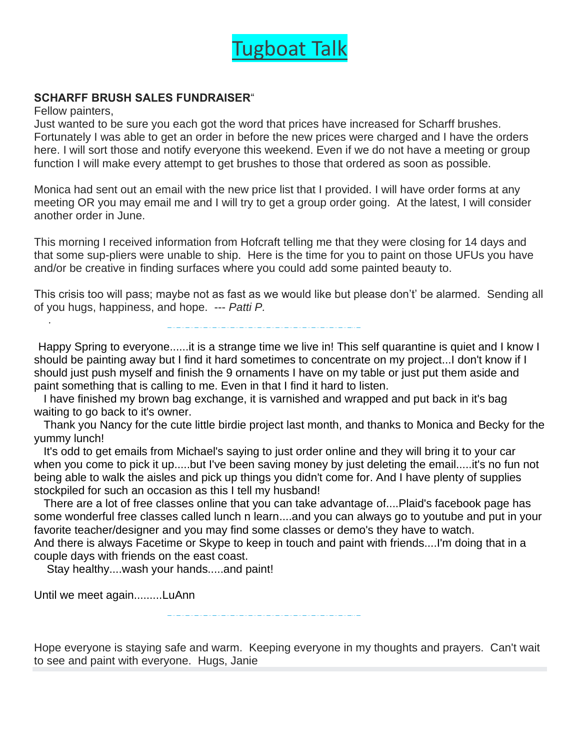# Tugboat Talk

**SCHARFF BRUSH SALES FUNDRAISER**"

Fellow painters,

Just wanted to be sure you each got the word that prices have increased for Scharff brushes. Fortunately I was able to get an order in before the new prices were charged and I have the orders here. I will sort those and notify everyone this weekend. Even if we do not have a meeting or group function I will make every attempt to get brushes to those that ordered as soon as possible.

Monica had sent out an email with the new price list that I provided. I will have order forms at any meeting OR you may email me and I will try to get a group order going. At the latest, I will consider another order in June.

This morning I received information from Hofcraft telling me that they were closing for 14 days and that some sup-pliers were unable to ship. Here is the time for you to paint on those UFUs you have and/or be creative in finding surfaces where you could add some painted beauty to.

This crisis too will pass; maybe not as fast as we would like but please don't' be alarmed. Sending all of you hugs, happiness, and hope. --- *Patti P.*

---

Happy Spring to everyone......it is a strange time we live in! This self quarantine is quiet and I know I should be painting away but I find it hard sometimes to concentrate on my project...I don't know if I should just push myself and finish the 9 ornaments I have on my table or just put them aside and paint something that is calling to me. Even in that I find it hard to listen.

I have finished my brown bag exchange, it is varnished and wrapped and put back in it's bag waiting to go back to it's owner.

Thank you Nancy for the cute little birdie project last month, and thanks to Monica and Becky for the yummy lunch!

It's odd to get emails from Michael's saying to just order online and they will bring it to your car when you come to pick it up.....but I've been saving money by just deleting the email.....it's no fun not being able to walk the aisles and pick up things you didn't come for. And I have plenty of supplies stockpiled for such an occasion as this I tell my husband!

There are a lot of free classes online that you can take advantage of....Plaid's facebook page has some wonderful free classes called lunch n learn....and you can always go to youtube and put in your favorite teacher/designer and you may find some classes or demo's they have to watch.

And there is always Facetime or Skype to keep in touch and paint with friends....I'm doing that in a couple days with friends on the east coast.

Stay healthy....wash your hands.....and paint!

Until we meet again.........LuAnn

---

Hope everyone is staying safe and warm. Keeping everyone in my thoughts and prayers. Can't wait to see and paint with everyone. Hugs, Janie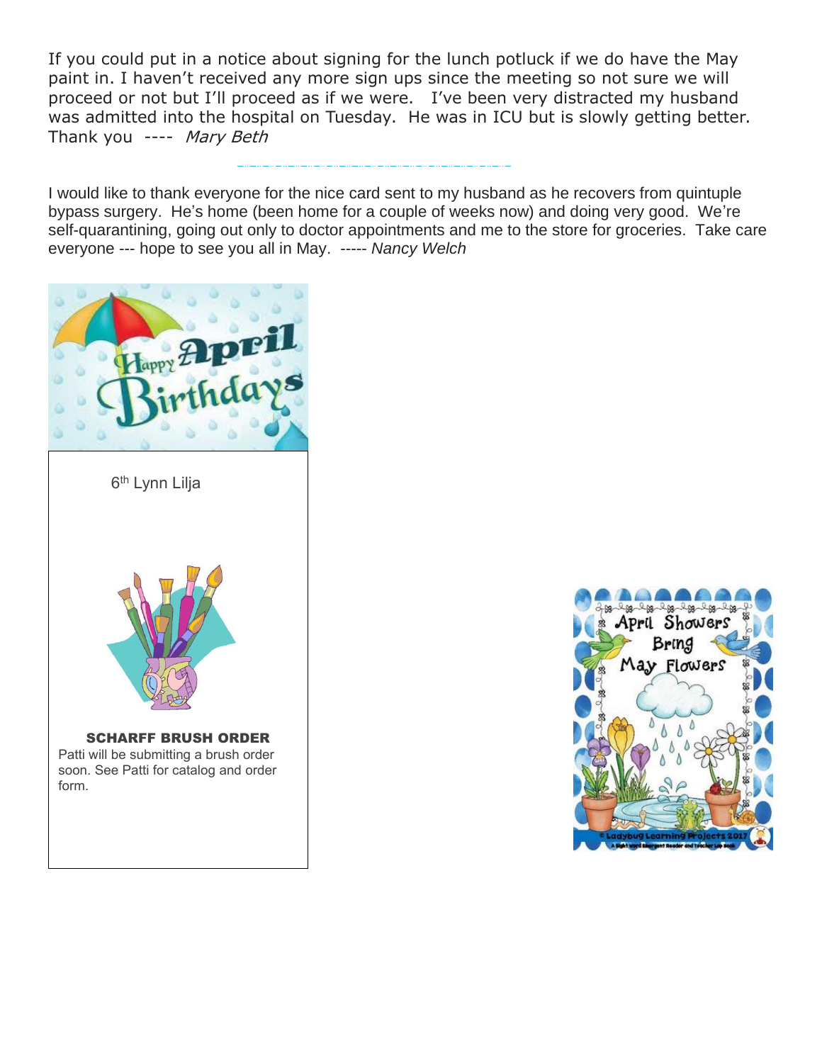If you could put in a notice about signing for the lunch potluck if we do have the May paint in. I haven't received any more sign ups since the meeting so not sure we will proceed or not but I'll proceed as if we were.  I've been very distracted my husband was admitted into the hospital on Tuesday.  He was in ICU but is slowly getting better. Thank you ---- *Mary Beth*

I would like to thank everyone for the nice card sent to my husband as he recovers from quintuple bypass surgery.  He's home (been home for a couple of weeks now) and doing very good.  We're self-quarantining, going out only to doctor appointments and me to the store for groceries.  Take care everyone --- hope to see you all in May.  ----- *Nancy Welch*

Happy April Birthdays

6th Lynn Lilja

**SCHARFF BRUSH ORDER**

Patti will be submitting a brush order soon. See Patti for catalog and order form.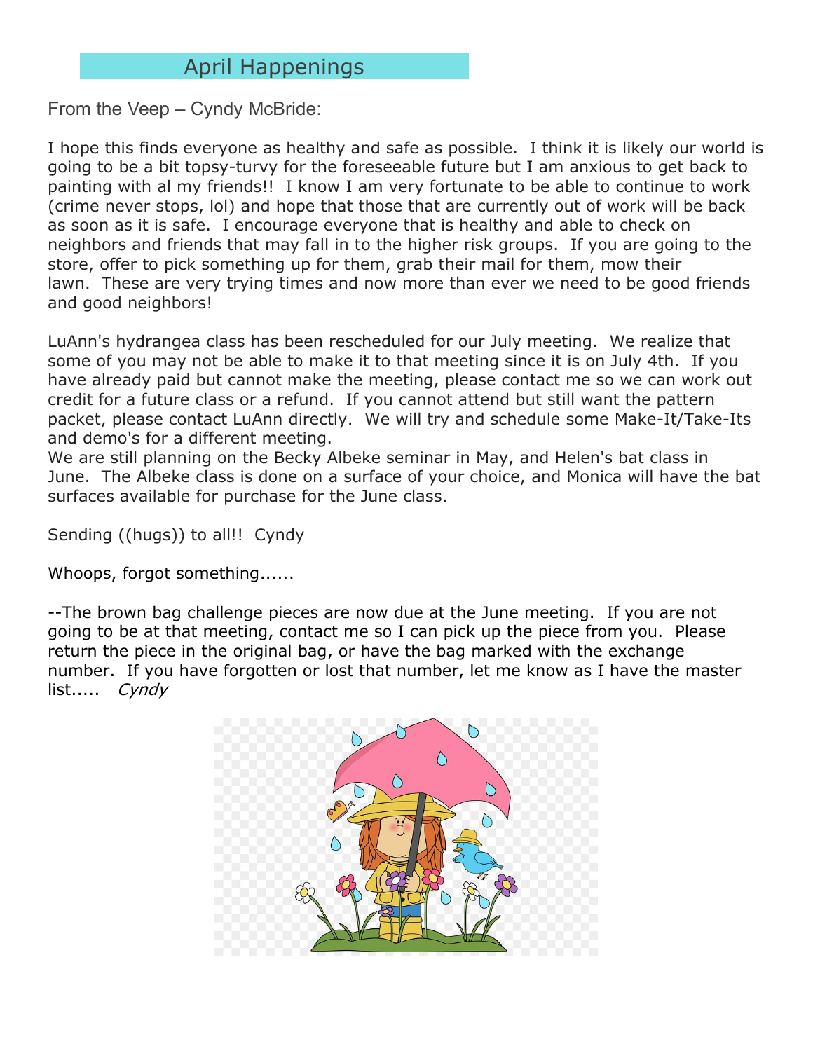## April Happenings

From the Veep – Cyndy McBride:

I hope this finds everyone as healthy and safe as possible.  I think it is likely our world is going to be a bit topsy-turvy for the foreseeable future but I am anxious to get back to painting with al my friends!!  I know I am very fortunate to be able to continue to work (crime never stops, lol) and hope that those that are currently out of work will be back as soon as it is safe.  I encourage everyone that is healthy and able to check on neighbors and friends that may fall in to the higher risk groups.  If you are going to the store, offer to pick something up for them, grab their mail for them, mow their lawn.  These are very trying times and now more than ever we need to be good friends and good neighbors!

LuAnn's hydrangea class has been rescheduled for our July meeting.  We realize that some of you may not be able to make it to that meeting since it is on July 4th.  If you have already paid but cannot make the meeting, please contact me so we can work out credit for a future class or a refund.  If you cannot attend but still want the pattern packet, please contact LuAnn directly.  We will try and schedule some Make-It/Take-Its and demo's for a different meeting.

We are still planning on the Becky Albeke seminar in May, and Helen's bat class in June.  The Albeke class is done on a surface of your choice, and Monica will have the bat surfaces available for purchase for the June class.

Sending ((hugs)) to all!!  Cyndy

Whoops, forgot something......

--The brown bag challenge pieces are now due at the June meeting.  If you are not going to be at that meeting, contact me so I can pick up the piece from you.  Please return the piece in the original bag, or have the bag marked with the exchange number.  If you have forgotten or lost that number, let me know as I have the master list.....   *Cyndy*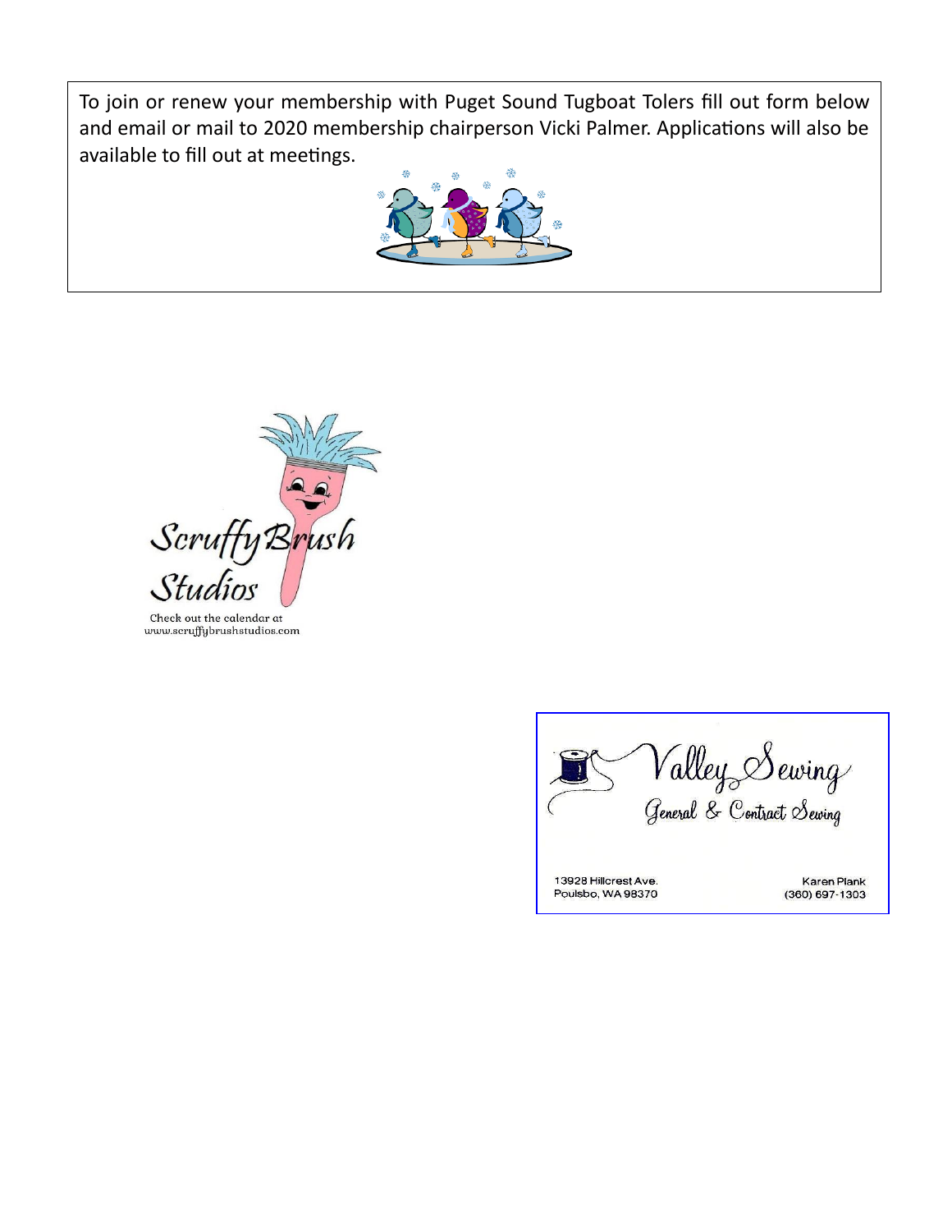To join or renew your membership with Puget Sound Tugboat Tolers fill out form below and email or mail to 2020 membership chairperson Vicki Palmer. Applications will also be available to fill out at meetings.

Scruffy Brush Studios

Check out the calendar at www.scruffybrushstudios.com

Valley Sewing
General & Contract Sewing

13928 Hillcrest Ave.
Poulsbo, WA 98370

Karen Plank
(360) 697-1303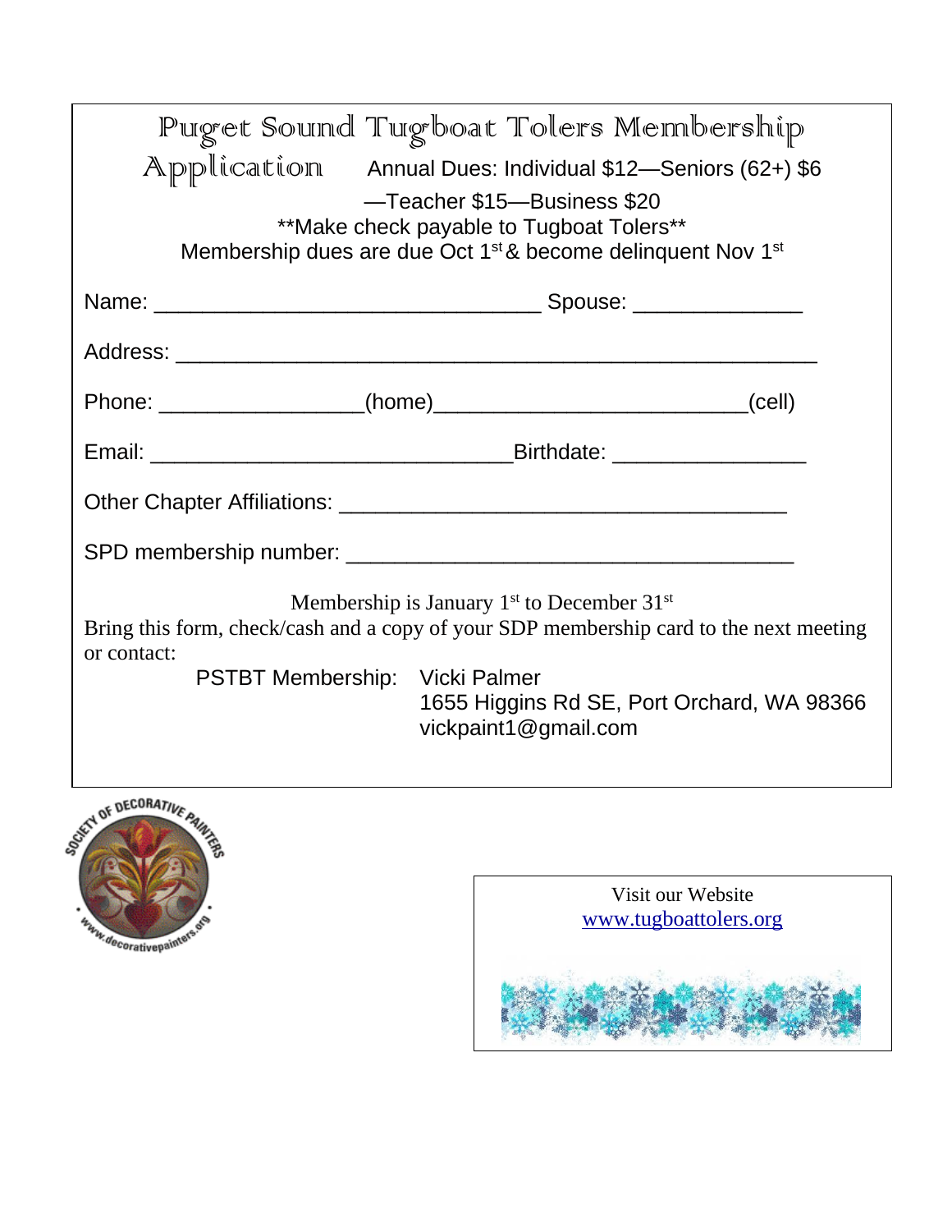# Puget Sound Tugboat Tolers Membership Application

Annual Dues: Individual $12—Seniors (62+) $6 —Teacher $15—Business $20

**Make check payable to Tugboat Tolers**

Membership dues are due Oct 1st & become delinquent Nov 1st

Name: ________________________________ Spouse: ______________

Address: _____________________________________________________

Phone: _________________(home)__________________________(cell)

Email: ______________________________Birthdate: ________________

Other Chapter Affiliations: _____________________________________

SPD membership number: _____________________________________

Membership is January 1st to December 31st

Bring this form, check/cash and a copy of your SDP membership card to the next meeting or contact:

PSTBT Membership: Vicki Palmer
1655 Higgins Rd SE, Port Orchard, WA 98366
vickpaint1@gmail.com

SOCIETY OF DECORATIVE PAINTERS
www.decorativepainters.org

Visit our Website
www.tugboattolers.org